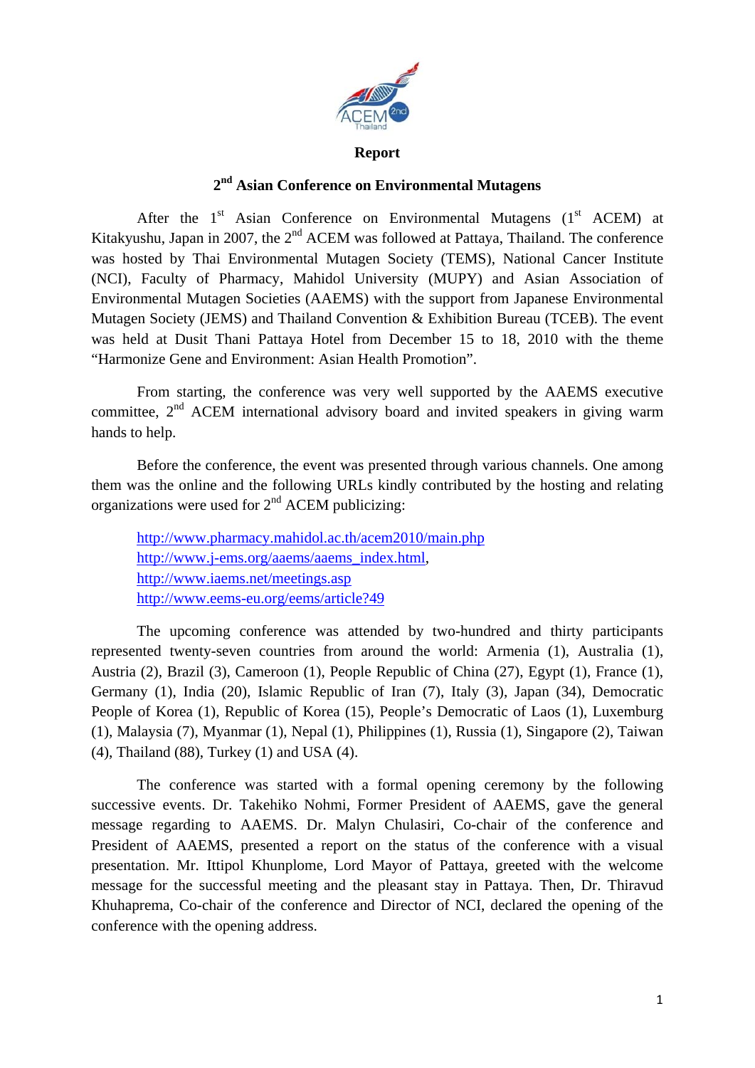**Report**

**2nd Asian Conference on Environmental Mutagens**

After the 1st Asian Conference on Environmental Mutagens (1st ACEM) at Kitakyushu, Japan in 2007, the 2nd ACEM was followed at Pattaya, Thailand. The conference was hosted by Thai Environmental Mutagen Society (TEMS), National Cancer Institute (NCI), Faculty of Pharmacy, Mahidol University (MUPY) and Asian Association of Environmental Mutagen Societies (AAEMS) with the support from Japanese Environmental Mutagen Society (JEMS) and Thailand Convention & Exhibition Bureau (TCEB). The event was held at Dusit Thani Pattaya Hotel from December 15 to 18, 2010 with the theme "Harmonize Gene and Environment: Asian Health Promotion".

From starting, the conference was very well supported by the AAEMS executive committee, 2nd ACEM international advisory board and invited speakers in giving warm hands to help.

Before the conference, the event was presented through various channels. One among them was the online and the following URLs kindly contributed by the hosting and relating organizations were used for 2nd ACEM publicizing:

http://www.pharmacy.mahidol.ac.th/acem2010/main.php
http://www.j-ems.org/aaems/aaems_index.html,
http://www.iaems.net/meetings.asp
http://www.eems-eu.org/eems/article?49

The upcoming conference was attended by two-hundred and thirty participants represented twenty-seven countries from around the world: Armenia (1), Australia (1), Austria (2), Brazil (3), Cameroon (1), People Republic of China (27), Egypt (1), France (1), Germany (1), India (20), Islamic Republic of Iran (7), Italy (3), Japan (34), Democratic People of Korea (1), Republic of Korea (15), People's Democratic of Laos (1), Luxemburg (1), Malaysia (7), Myanmar (1), Nepal (1), Philippines (1), Russia (1), Singapore (2), Taiwan (4), Thailand (88), Turkey (1) and USA (4).

The conference was started with a formal opening ceremony by the following successive events. Dr. Takehiko Nohmi, Former President of AAEMS, gave the general message regarding to AAEMS. Dr. Malyn Chulasiri, Co-chair of the conference and President of AAEMS, presented a report on the status of the conference with a visual presentation. Mr. Ittipol Khunplome, Lord Mayor of Pattaya, greeted with the welcome message for the successful meeting and the pleasant stay in Pattaya. Then, Dr. Thiravud Khuhaprema, Co-chair of the conference and Director of NCI, declared the opening of the conference with the opening address.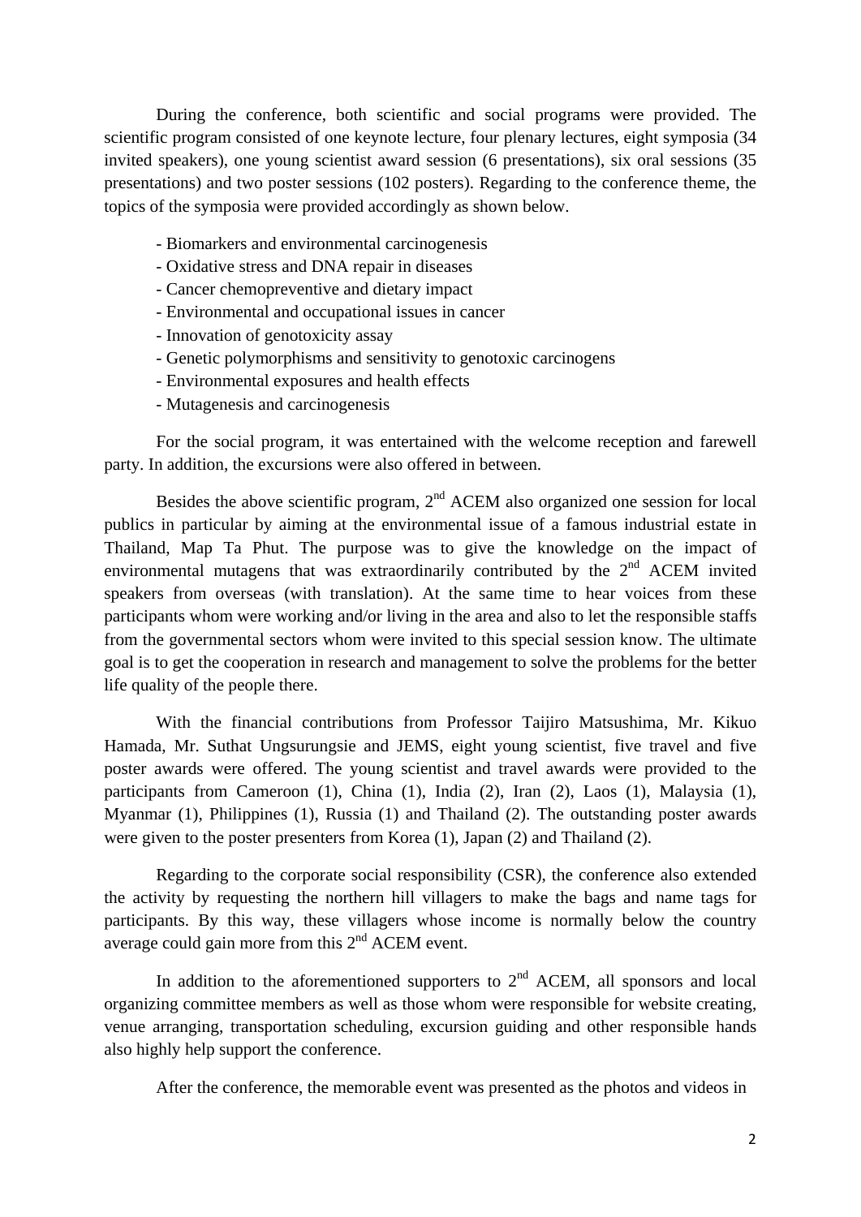During the conference, both scientific and social programs were provided. The scientific program consisted of one keynote lecture, four plenary lectures, eight symposia (34 invited speakers), one young scientist award session (6 presentations), six oral sessions (35 presentations) and two poster sessions (102 posters). Regarding to the conference theme, the topics of the symposia were provided accordingly as shown below.

- Biomarkers and environmental carcinogenesis
- Oxidative stress and DNA repair in diseases
- Cancer chemopreventive and dietary impact
- Environmental and occupational issues in cancer
- Innovation of genotoxicity assay
- Genetic polymorphisms and sensitivity to genotoxic carcinogens
- Environmental exposures and health effects
- Mutagenesis and carcinogenesis

For the social program, it was entertained with the welcome reception and farewell party. In addition, the excursions were also offered in between.

Besides the above scientific program, 2nd ACEM also organized one session for local publics in particular by aiming at the environmental issue of a famous industrial estate in Thailand, Map Ta Phut. The purpose was to give the knowledge on the impact of environmental mutagens that was extraordinarily contributed by the 2nd ACEM invited speakers from overseas (with translation). At the same time to hear voices from these participants whom were working and/or living in the area and also to let the responsible staffs from the governmental sectors whom were invited to this special session know. The ultimate goal is to get the cooperation in research and management to solve the problems for the better life quality of the people there.

With the financial contributions from Professor Taijiro Matsushima, Mr. Kikuo Hamada, Mr. Suthat Ungsurungsie and JEMS, eight young scientist, five travel and five poster awards were offered. The young scientist and travel awards were provided to the participants from Cameroon (1), China (1), India (2), Iran (2), Laos (1), Malaysia (1), Myanmar (1), Philippines (1), Russia (1) and Thailand (2). The outstanding poster awards were given to the poster presenters from Korea (1), Japan (2) and Thailand (2).

Regarding to the corporate social responsibility (CSR), the conference also extended the activity by requesting the northern hill villagers to make the bags and name tags for participants. By this way, these villagers whose income is normally below the country average could gain more from this 2nd ACEM event.

In addition to the aforementioned supporters to 2nd ACEM, all sponsors and local organizing committee members as well as those whom were responsible for website creating, venue arranging, transportation scheduling, excursion guiding and other responsible hands also highly help support the conference.

After the conference, the memorable event was presented as the photos and videos in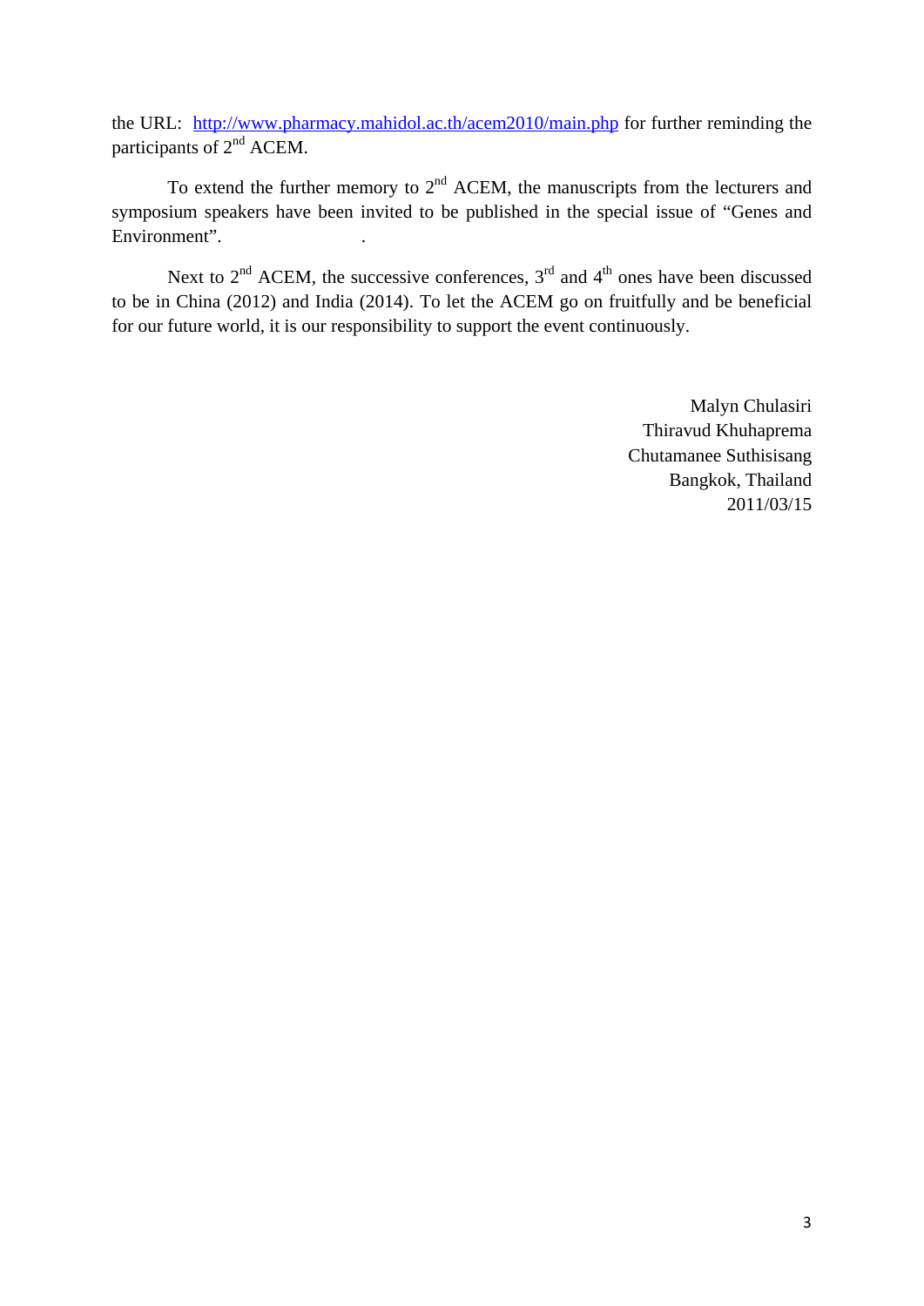the URL: [http://www.pharmacy.mahidol.ac.th/acem2010/main.php](http://www.pharmacy.mahidol.ac.th/acem2010/main.php) for further reminding the participants of 2nd ACEM.

To extend the further memory to 2nd ACEM, the manuscripts from the lecturers and symposium speakers have been invited to be published in the special issue of “Genes and Environment”.                    .

Next to 2nd ACEM, the successive conferences, 3rd and 4th ones have been discussed to be in China (2012) and India (2014). To let the ACEM go on fruitfully and be beneficial for our future world, it is our responsibility to support the event continuously.

Malyn Chulasiri
Thiravud Khuhaprema
Chutamanee Suthisisang
Bangkok, Thailand
2011/03/15